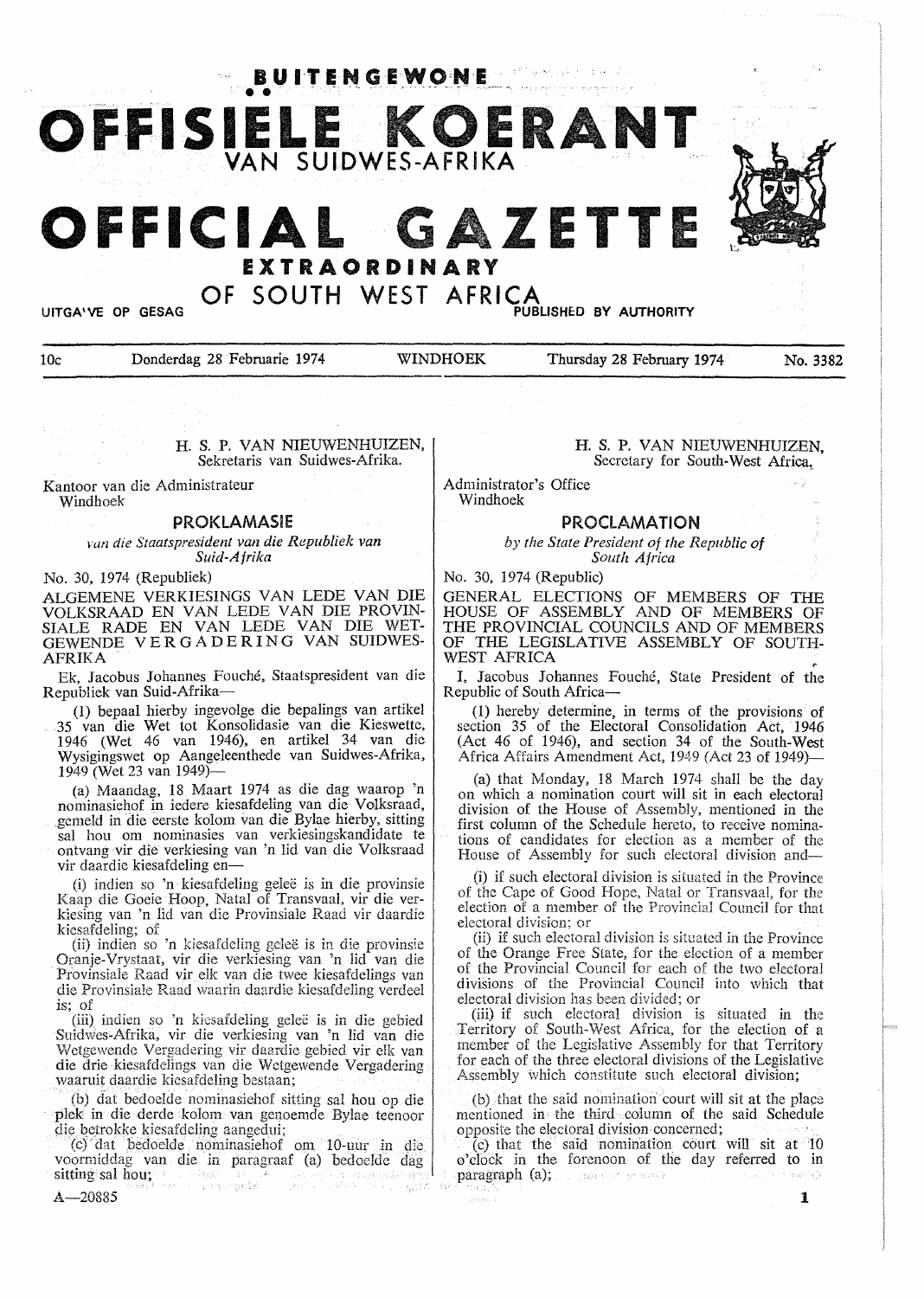# BUITENGEWONE OFFISIËLE KOERANT VAN SUIDWES-AFRIKA

# OFFICIAL GAZETTE EXTRAORDINARY OF SOUTH WEST AFRICA

UITGAWE OP GESAG — PUBLISHED BY AUTHORITY

10c — Donderdag 28 Februarie 1974 — WINDHOEK — Thursday 28 February 1974 — No. 3382

H. S. P. VAN NIEUWENHUIZEN,
Sekretaris van Suidwes-Afrika.

Kantoor van die Administrateur
Windhoek

## PROKLAMASIE

*van die Staatspresident van die Republiek van Suid-Afrika*

No. 30, 1974 (Republiek)

ALGEMENE VERKIESINGS VAN LEDE VAN DIE VOLKSRAAD EN VAN LEDE VAN DIE PROVINSIALE RADE EN VAN LEDE VAN DIE WETGEWENDE VERGADERING VAN SUIDWES-AFRIKA

Ek, Jacobus Johannes Fouché, Staatspresident van die Republiek van Suid-Afrika—

(1) bepaal hierby ingevolge die bepalings van artikel 35 van die Wet tot Konsolidasie van die Kieswette, 1946 (Wet 46 van 1946), en artikel 34 van die Wysigingswet op Aangeleenthede van Suidwes-Afrika, 1949 (Wet 23 van 1949)—

(a) Maandag, 18 Maart 1974 as die dag waarop 'n nominasiehof in iedere kiesafdeling van die Volksraad, gemeld in die eerste kolom van die Bylae hierby, sitting sal hou om nominasies van verkiesingskandidate te ontvang vir die verkiesing van 'n lid van die Volksraad vir daardie kiesafdeling en—

(i) indien so 'n kiesafdeling geleë is in die provinsie Kaap die Goeie Hoop, Natal of Transvaal, vir die verkiesing van 'n lid van die Provinsiale Raad vir daardie kiesafdeling; of

(ii) indien so 'n kiesafdeling geleë is in die provinsie Oranje-Vrystaat, vir die verkiesing van 'n lid van die Provinsiale Raad vir elk van die twee kiesafdelings van die Provinsiale Raad waarin daardie kiesafdeling verdeel is; of

(iii) indien so 'n kiesafdeling geleë is in die gebied Suidwes-Afrika, vir die verkiesing van 'n lid van die Wetgewende Vergadering vir daardie gebied vir elk van die drie kiesafdelings van die Wetgewende Vergadering waaruit daardie kiesafdeling bestaan;

(b) dat bedoelde nominasiehof sitting sal hou op die plek in die derde kolom van genoemde Bylae teenoor die betrokke kiesafdeling aangedui;

(c) dat bedoelde nominasiehof om 10-uur in die voormiddag van die in paragraaf (a) bedoelde dag sitting sal hou;

H. S. P. VAN NIEUWENHUIZEN,
Secretary for South-West Africa.

Administrator's Office
Windhoek

## PROCLAMATION

*by the State President of the Republic of South Africa*

No. 30, 1974 (Republic)

GENERAL ELECTIONS OF MEMBERS OF THE HOUSE OF ASSEMBLY AND OF MEMBERS OF THE PROVINCIAL COUNCILS AND OF MEMBERS OF THE LEGISLATIVE ASSEMBLY OF SOUTH-WEST AFRICA

I, Jacobus Johannes Fouché, State President of the Republic of South Africa—

(1) hereby determine, in terms of the provisions of section 35 of the Electoral Consolidation Act, 1946 (Act 46 of 1946), and section 34 of the South-West Africa Affairs Amendment Act, 1949 (Act 23 of 1949)—

(a) that Monday, 18 March 1974 shall be the day on which a nomination court will sit in each electoral division of the House of Assembly, mentioned in the first column of the Schedule hereto, to receive nominations of candidates for election as a member of the House of Assembly for such electoral division and—

(i) if such electoral division is situated in the Province of the Cape of Good Hope, Natal or Transvaal, for the election of a member of the Provincial Council for that electoral division; or

(ii) if such electoral division is situated in the Province of the Orange Free State, for the election of a member of the Provincial Council for each of the two electoral divisions of the Provincial Council into which that electoral division has been divided; or

(iii) if such electoral division is situated in the Territory of South-West Africa, for the election of a member of the Legislative Assembly for that Territory for each of the three electoral divisions of the Legislative Assembly which constitute such electoral division;

(b) that the said nomination court will sit at the place mentioned in the third column of the said Schedule opposite the electoral division concerned;

(c) that the said nomination court will sit at 10 o'clock in the forenoon of the day referred to in paragraph (a);

A—20885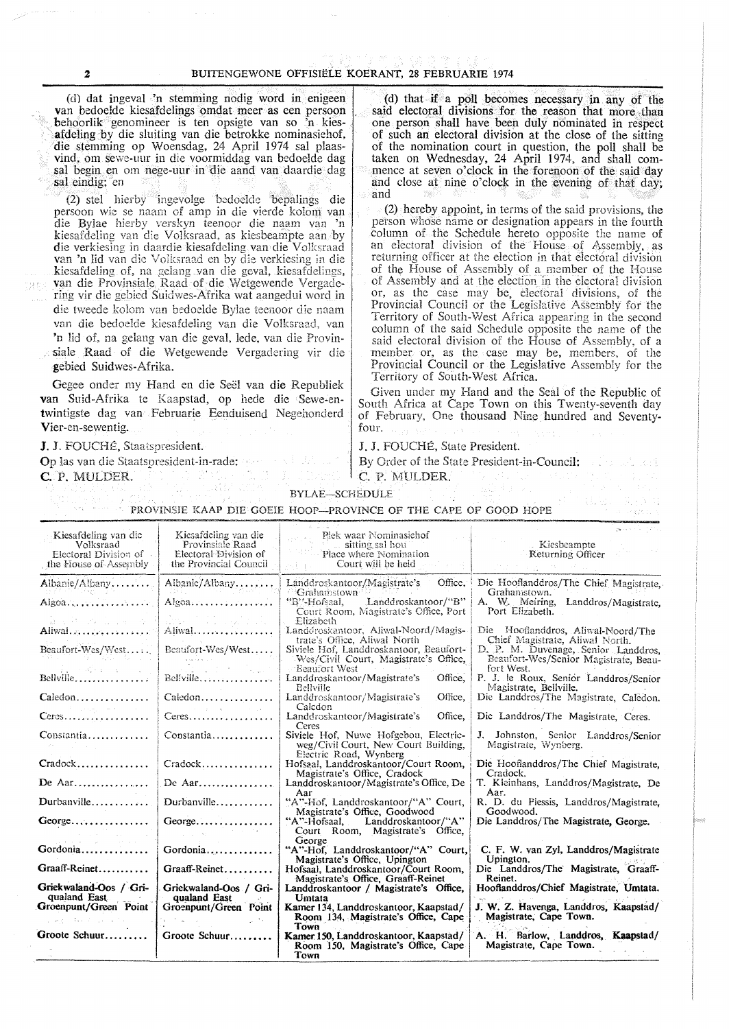(d) dat ingeval 'n stemming nodig word in enigeen van bedoelde kiesafdelings omdat meer as een persoon behoorlik genomineer is ten opsigte van so 'n kiesafdeling by die sluiting van die betrokke nominasiehof, die stemming op Woensdag, 24 April 1974 sal plaasvind, om sewe-uur in die voormiddag van bedoelde dag sal begin en om nege-uur in die aand van daardie dag sal eindig; en

(2) stel hierby ingevolge bedoelde bepalings die persoon wie se naam of amp in die vierde kolom van die Bylae hierby verskyn teenoor die naam van 'n kiesafdeling van die Volksraad, as kiesbeampte aan by die verkiesing in daardie kiesafdeling van die Volksraad van 'n lid van die Volksraad en by die verkiesing in die kiesafdeling of, na gelang van die geval, kiesafdelings, van die Provinsiale Raad of die Wetgewende Vergadering vir die gebied Suidwes-Afrika wat aangedui word in die tweede kolom van bedoelde Bylae teenoor die naam van die bedoelde kiesafdeling van die Volksraad, van 'n lid of, na gelang van die geval, lede, van die Provinsiale Raad of die Wetgewende Vergadering vir die gebied Suidwes-Afrika.

Gegee onder my Hand en die Seël van die Republiek van Suid-Afrika te Kaapstad, op hede die Sewe-en-twintigste dag van Februarie Eenduisend Negehonderd Vier-en-sewentig.

J. J. FOUCHÉ, Staatspresident.

Op las van die Staatspresident-in-rade:

C. P. MULDER.

(d) that if a poll becomes necessary in any of the said electoral divisions for the reason that more than one person shall have been duly nominated in respect of such an electoral division at the close of the sitting of the nomination court in question, the poll shall be taken on Wednesday, 24 April 1974, and shall commence at seven o'clock in the forenoon of the said day and close at nine o'clock in the evening of that day; and

(2) hereby appoint, in terms of the said provisions, the person whose name or designation appears in the fourth column of the Schedule hereto opposite the name of an electoral division of the House of Assembly, as returning officer at the election in that electoral division of the House of Assembly of a member of the House of Assembly and at the election in the electoral division or, as the case may be, electoral divisions, of the Provincial Council or the Legislative Assembly for the Territory of South-West Africa appearing in the second column of the said Schedule opposite the name of the said electoral division of the House of Assembly, of a member or, as the case may be, members, of the Provincial Council or the Legislative Assembly for the Territory of South-West Africa.

Given under my Hand and the Seal of the Republic of South Africa at Cape Town on this Twenty-seventh day of February, One thousand Nine hundred and Seventy-four.

J. J. FOUCHÉ, State President.

By Order of the State President-in-Council:

C. P. MULDER.

## BYLAE—SCHEDULE

### PROVINSIE KAAP DIE GOEIE HOOP—PROVINCE OF THE CAPE OF GOOD HOPE

| Kiesafdeling van die Volksraad / Electoral Division of the House of Assembly | Kiesafdeling van die Provinsiale Raad / Electoral Division of the Provincial Council | Plek waar Nominasiehof sitting sal hou / Place where Nomination Court will be held | Kiesbeampte / Returning Officer |
|---|---|---|---|
| Albanie/Albany | Albanie/Albany | Landdroskantoor/Magistrate's Office, Grahamstown | Die Hooflanddros/The Chief Magistrate, Grahamstown. |
| Algoa | Algoa | "B"-Hofsaal, Landdroskantoor/"B" Court Room, Magistrate's Office, Port Elizabeth | A. W. Meiring, Landdros/Magistrate, Port Elizabeth. |
| Aliwal | Aliwal | Landdroskantoor, Aliwal-Noord/Magistrate's Office, Aliwal North | Die Hooflanddros, Aliwal-Noord/The Chief Magistrate, Aliwal North. |
| Beaufort-Wes/West | Beaufort-Wes/West | Siviele Hof, Landdroskantoor, Beaufort-Wes/Civil Court, Magistrate's Office, Beaufort West | D. P. M. Duvenage, Senior Landdros, Beaufort-Wes/Senior Magistrate, Beaufort West. |
| Bellville | Bellville | Landdroskantoor/Magistrate's Office, Bellville | P. J. le Roux, Senior Landdros/Senior Magistrate, Bellville. |
| Caledon | Caledon | Landdroskantoor/Magistrate's Office, Caledon | Die Landdros/The Magistrate, Caledon. |
| Ceres | Ceres | Landdroskantoor/Magistrate's Office, Ceres | Die Landdros/The Magistrate, Ceres. |
| Constantia | Constantia | Siviele Hof, Nuwe Hofgebou, Electricweg/Civil Court, New Court Building, Electric Road, Wynberg | J. Johnston, Senior Landdros/Senior Magistrate, Wynberg. |
| Cradock | Cradock | Hofsaal, Landdroskantoor/Court Room, Magistrate's Office, Cradock | Die Hooflanddros/The Chief Magistrate, Cradock. |
| De Aar | De Aar | Landdroskantoor/Magistrate's Office, De Aar | T. Kleinhans, Landdros/Magistrate, De Aar. |
| Durbanville | Durbanville | "A"-Hof, Landdroskantoor/"A" Court, Magistrate's Office, Goodwood | R. D. du Plessis, Landdros/Magistrate, Goodwood. |
| George | George | "A"-Hofsaal, Landdroskantoor/"A" Court Room, Magistrate's Office, George | Die Landdros/The Magistrate, George. |
| Gordonia | Gordonia | "A"-Hof, Landdroskantoor/"A" Court, Magistrate's Office, Upington | C. F. W. van Zyl, Landdros/Magistrate Upington. |
| Graaff-Reinet | Graaff-Reinet | Hofsaal, Landdroskantoor/Court Room, Magistrate's Office, Graaff-Reinet | Die Landdros/The Magistrate, Graaff-Reinet. |
| Griekwaland-Oos / Griqualand East | Griekwaland-Oos / Griqualand East | Landdroskantoor / Magistrate's Office, Umtata | Hooflanddros/Chief Magistrate, Umtata. |
| Groenpunt/Green Point | Groenpunt/Green Point | Kamer 134, Landdroskantoor, Kaapstad/Room 134, Magistrate's Office, Cape Town | J. W. Z. Havenga, Landdros, Kaapstad/Magistrate, Cape Town. |
| Groote Schuur | Groote Schuur | Kamer 150, Landdroskantoor, Kaapstad/Room 150, Magistrate's Office, Cape Town | A. H. Barlow, Landdros, Kaapstad/Magistrate, Cape Town. |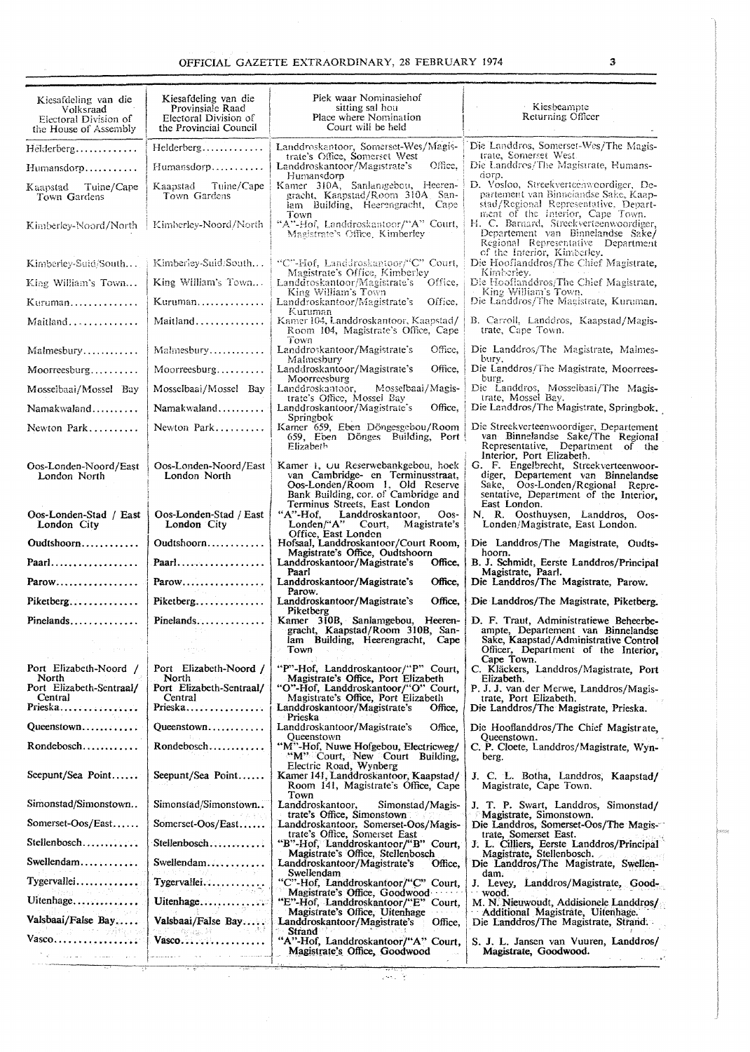| Kiesafdeling van die Volksraad Electoral Division of the House of Assembly | Kiesafdeling van die Provinsiale Raad Electoral Division of the Provincial Council | Plek waar Nominasiehof sitting sal hou Place where Nomination Court will be held | Kiesbeampte Returning Officer |
|---|---|---|---|
| Helderberg | Helderberg | Landdroskantoor, Somerset-Wes/Magistrate's Office, Somerset West | Die Landdros, Somerset-Wes/The Magistrate, Somerset West |
| Humansdorp | Humansdorp | Landdroskantoor/Magistrate's Office, Humansdorp | Die Landdros/The Magistrate, Humansdorp. |
| Kaapstad Tuine/Cape Town Gardens | Kaapstad Tuine/Cape Town Gardens | Kamer 310A, Sanlamgebou, Heerengracht, Kaapstad/Room 310A Sanlam Building, Heerengracht, Cape Town | D. Vosloo, Streekverteenwoordiger, Departement van Binnelandse Sake, Kaapstad/Regional Representative, Department of the Interior, Cape Town. |
| Kimberley-Noord/North | Kimberley-Noord/North | "A"-Hof, Landdroskantoor/"A" Court, Magistrate's Office, Kimberley | H. C. Barnard, Streekverteenwoordiger, Departement van Binnelandse Sake/Regional Representative Department of the Interior, Kimberley. |
| Kimberley-Suid/South | Kimberley-Suid/South | "C"-Hof, Landdroskantoor/"C" Court, Magistrate's Office, Kimberley | Die Hooflanddros/The Chief Magistrate, Kimberley. |
| King William's Town | King William's Town | Landdroskantoor/Magistrate's Office, King William's Town | Die Hooflanddros/The Chief Magistrate, King William's Town. |
| Kuruman | Kuruman | Landdroskantoor/Magistrate's Office, Kuruman | Die Landdros/The Magistrate, Kuruman. |
| Maitland | Maitland | Kamer 104, Landdroskantoor, Kaapstad/Room 104, Magistrate's Office, Cape Town | B. Carroll, Landdros, Kaapstad/Magistrate, Cape Town. |
| Malmesbury | Malmesbury | Landdroskantoor/Magistrate's Office, Malmesbury | Die Landdros/The Magistrate, Malmesbury. |
| Moorreesburg | Moorreesburg | Landdroskantoor/Magistrate's Office, Moorreesburg | Die Landdros/The Magistrate, Moorreesburg. |
| Mosselbaai/Mossel Bay | Mosselbaai/Mossel Bay | Landdroskantoor, Mosselbaai/Magistrate's Office, Mossel Bay | Die Landdros, Mosselbaai/The Magistrate, Mossel Bay. |
| Namakwaland | Namakwaland | Landdroskantoor/Magistrate's Office, Springbok | Die Landdros/The Magistrate, Springbok. |
| Newton Park | Newton Park | Kamer 659, Eben Dönges-gebou/Room 659, Eben Dönges Building, Port Elizabeth | Die Streekverteenwoordiger, Departement van Binnelandse Sake/The Regional Representative, Department of the Interior, Port Elizabeth. |
| Oos-Londen-Noord/East London North | Oos-Londen-Noord/East London North | Kamer 1, Ou Reserwebankgebou, hoek van Cambridge- en Terminusstraat, Oos-Londen/Room 1, Old Reserve Bank Building, cor. of Cambridge and Terminus Streets, East London | G. F. Engelbrecht, Streekverteenwoordiger, Departement van Binnelandse Sake, Oos-Londen/Regional Representative, Department of the Interior, East London. |
| Oos-Londen-Stad / East London City | Oos-Londen-Stad / East London City | "A"-Hof, Landdroskantoor, Oos-Londen/"A" Court, Magistrate's Office, East London | N. R. Oosthuysen, Landdros, Oos-Londen/Magistrate, East London. |
| Oudtshoorn | Oudtshoorn | Hofsaal, Landdroskantoor/Court Room, Magistrate's Office, Oudtshoorn | Die Landdros/The Magistrate, Oudtshoorn. |
| Paarl | Paarl | Landdroskantoor/Magistrate's Office, Paarl | B. J. Schmidt, Eerste Landdros/Principal Magistrate, Paarl. |
| Parow | Parow | Landdroskantoor/Magistrate's Office, Parow. | Die Landdros/The Magistrate, Parow. |
| Piketberg | Piketberg | Landdroskantoor/Magistrate's Office, Piketberg | Die Landdros/The Magistrate, Piketberg. |
| Pinelands | Pinelands | Kamer 310B, Sanlamgebou, Heerengracht, Kaapstad/Room 310B, Sanlam Building, Heerengracht, Cape Town | D. F. Traut, Administratiewe Beheerbeampte, Departement van Binnelandse Sake, Kaapstad/Administrative Control Officer, Department of the Interior, Cape Town. |
| Port Elizabeth-Noord / North | Port Elizabeth-Noord / North | "P"-Hof, Landdroskantoor/"P" Court, Magistrate's Office, Port Elizabeth | C. Kläckers, Landdros/Magistrate, Port Elizabeth. |
| Port Elizabeth-Sentraal/Central | Port Elizabeth-Sentraal/Central | "O"-Hof, Landdroskantoor/"O" Court, Magistrate's Office, Port Elizabeth | P. J. J. van der Merwe, Landdros/Magistrate, Port Elizabeth. |
| Prieska | Prieska | Landdroskantoor/Magistrate's Office, Prieska | Die Landdros/The Magistrate, Prieska. |
| Queenstown | Queenstown | Landdroskantoor/Magistrate's Office, Queenstown | Die Hooflanddros/The Chief Magistrate, Queenstown. |
| Rondebosch | Rondebosch | "M"-Hof, Nuwe Hofgebou, Electricweg/"M" Court, New Court Building, Electric Road, Wynberg | C. P. Cloete, Landdros/Magistrate, Wynberg. |
| Seepunt/Sea Point | Seepunt/Sea Point | Kamer 141, Landdroskantoor, Kaapstad/Room 141, Magistrate's Office, Cape Town | J. C. L. Botha, Landdros, Kaapstad/Magistrate, Cape Town. |
| Simonstad/Simonstown | Simonstad/Simonstown | Landdroskantoor, Simonstad/Magistrate's Office, Simonstown | J. T. P. Swart, Landdros, Simonstad/Magistrate, Simonstown. |
| Somerset-Oos/East | Somerset-Oos/East | Landdroskantoor, Somerset-Oos/Magistrate's Office, Somerset East | Die Landdros, Somerset-Oos/The Magistrate, Somerset East. |
| Stellenbosch | Stellenbosch | "B"-Hof, Landdroskantoor/"B" Court, Magistrate's Office, Stellenbosch | J. L. Cilliers, Eerste Landdros/Principal Magistrate, Stellenbosch. |
| Swellendam | Swellendam | Landdroskantoor/Magistrate's Office, Swellendam | Die Landdros/The Magistrate, Swellendam. |
| Tygervallei | Tygervallei | "C"-Hof, Landdroskantoor/"C" Court, Magistrate's Office, Goodwood | J. Levey, Landdros/Magistrate, Goodwood. |
| Uitenhage | Uitenhage | "E"-Hof, Landdroskantoor/"E" Court, Magistrate's Office, Uitenhage | M. N. Nieuwoudt, Addisionele Landdros/Additional Magistrate, Uitenhage. |
| Valsbaai/False Bay | Valsbaai/False Bay | Landdroskantoor/Magistrate's Office, Strand | Die Landdros/The Magistrate, Strand. |
| Vasco | Vasco | "A"-Hof, Landdroskantoor/"A" Court, Magistrate's Office, Goodwood | S. J. L. Jansen van Vuuren, Landdros/Magistrate, Goodwood. |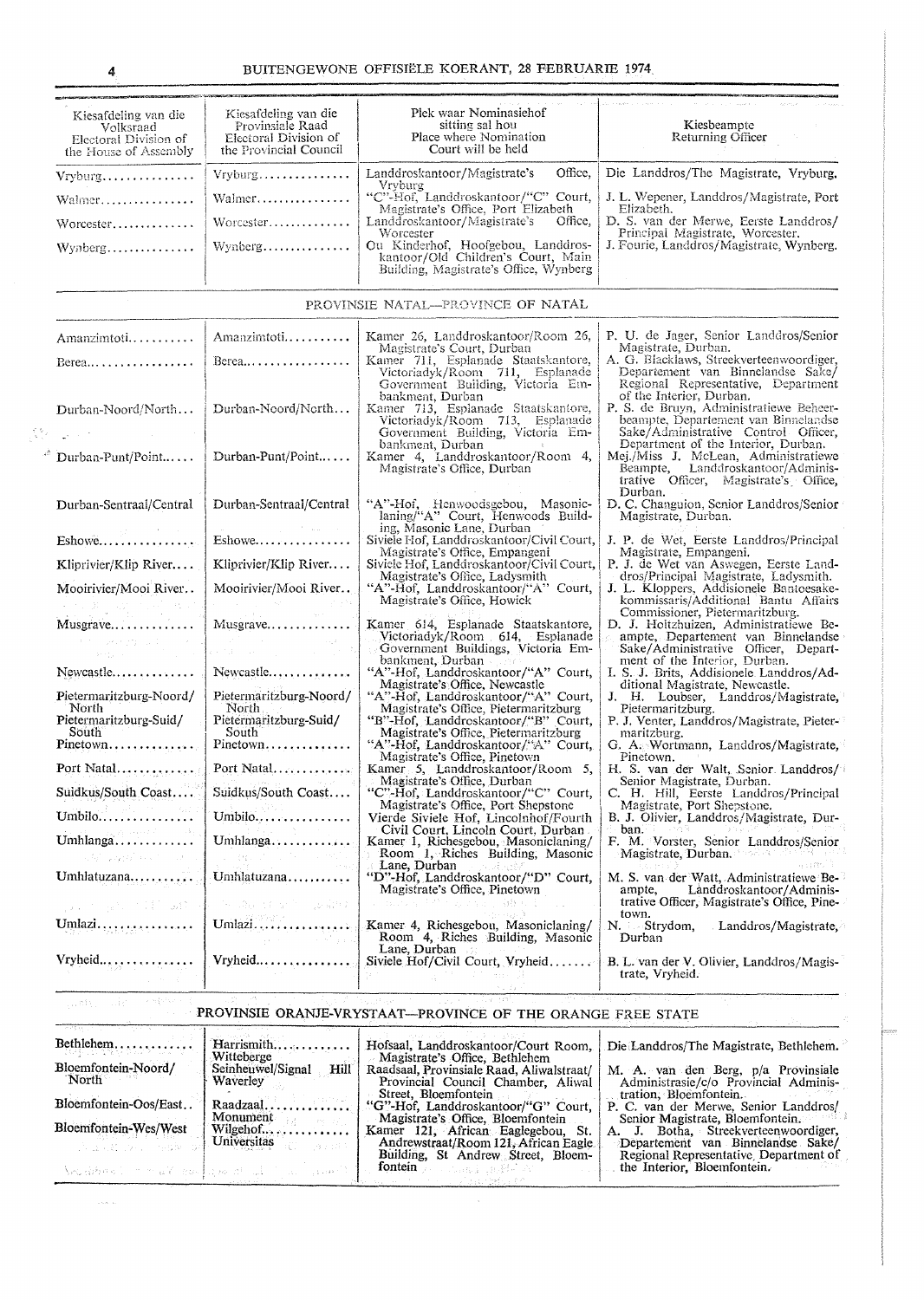| Kiesafdeling van die Volksraad Electoral Division of the House of Assembly | Kiesafdeling van die Provinsiale Raad Electoral Division of the Provincial Council | Plek waar Nominasiehof sitting sal hou Place where Nomination Court will be held | Kiesbeampte Returning Officer |
|---|---|---|---|
| Vryburg | Vryburg | Landdroskantoor/Magistrate's Office, Vryburg | Die Landdros/The Magistrate, Vryburg. |
| Walmer | Walmer | "C"-Hof, Landdroskantoor/"C" Court, Magistrate's Office, Port Elizabeth | J. L. Wepener, Landdros/Magistrate, Port Elizabeth. |
| Worcester | Worcester | Landdroskantoor/Magistrate's Office, Worcester | D. S. van der Merwe, Eerste Landdros/Principal Magistrate, Worcester. |
| Wynberg | Wynberg | Ou Kinderhof, Hoofgebou, Landdroskantoor/Old Children's Court, Main Building, Magistrate's Office, Wynberg | J. Fourie, Landdros/Magistrate, Wynberg. |

## PROVINSIE NATAL—PROVINCE OF NATAL

| Kiesafdeling van die Volksraad Electoral Division of the House of Assembly | Kiesafdeling van die Provinsiale Raad Electoral Division of the Provincial Council | Plek waar Nominasiehof sitting sal hou Place where Nomination Court will be held | Kiesbeampte Returning Officer |
|---|---|---|---|
| Amanzimtoti | Amanzimtoti | Kamer 26, Landdroskantoor/Room 26, Magistrate's Court, Durban | P. U. de Jager, Senior Landdros/Senior Magistrate, Durban. |
| Berea | Berea | Kamer 711, Esplanade Staatskantore, Victoriadyk/Room 711, Esplanade Government Building, Victoria Embankment, Durban | A. G. Blacklaws, Streekverteenwoordiger, Departement van Binnelandse Sake/Regional Representative, Department of the Interior, Durban. |
| Durban-Noord/North | Durban-Noord/North | Kamer 713, Esplanade Staatskantore, Victoriadyk/Room 713, Esplanade Government Building, Victoria Embankment, Durban | P. S. de Bruyn, Administratiewe Beheerbeampte, Departement van Binnelandse Sake/Administrative Control Officer, Department of the Interior, Durban. |
| Durban-Punt/Point | Durban-Punt/Point | Kamer 4, Landdroskantoor/Room 4, Magistrate's Office, Durban | Mej./Miss J. McLean, Administratiewe Beampte, Landdroskantoor/Administrative Officer, Magistrate's Office, Durban. |
| Durban-Sentraal/Central | Durban-Sentraal/Central | "A"-Hof, Henwoodsgebou, Masoniclaning/"A" Court, Henwoods Building, Masonic Lane, Durban | D. C. Changuion, Senior Landdros/Senior Magistrate, Durban. |
| Eshowe | Eshowe | Siviele Hof, Landdroskantoor/Civil Court, Magistrate's Office, Empangeni | J. P. de Wet, Eerste Landdros/Principal Magistrate, Empangeni. |
| Kliprivier/Klip River | Kliprivier/Klip River | Siviele Hof, Landdroskantoor/Civil Court, Magistrate's Office, Ladysmith | P. J. de Wet van Aswegen, Eerste Landdros/Principal Magistrate, Ladysmith. |
| Mooirivier/Mooi River | Mooirivier/Mooi River | "A"-Hof, Landdroskantoor/"A" Court, Magistrate's Office, Howick | J. L. Kloppers, Addisionele Bantoesakekommissaris/Additional Bantu Affairs Commissioner, Pietermaritzburg. |
| Musgrave | Musgrave | Kamer 614, Esplanade Staatskantore, Victoriadyk/Room 614, Esplanade Government Buildings, Victoria Embankment, Durban | D. J. Holtzhuizen, Administratiewe Beampte, Departement van Binnelandse Sake/Administrative Officer, Department of the Interior, Durban. |
| Newcastle | Newcastle | "A"-Hof, Landdroskantoor/"A" Court, Magistrate's Office, Newcastle | I. S. J. Brits, Addisionele Landdros/Additional Magistrate, Newcastle. |
| Pietermaritzburg-Noord/North | Pietermaritzburg-Noord/North | "A"-Hof, Landdroskantoor/"A" Court, Magistrate's Office, Pietermaritzburg | J. H. Loubser, Landdros/Magistrate, Pietermaritzburg. |
| Pietermaritzburg-Suid/South | Pietermaritzburg-Suid/South | "B"-Hof, Landdroskantoor/"B" Court, Magistrate's Office, Pietermaritzburg | P. J. Venter, Landdros/Magistrate, Pietermaritzburg. |
| Pinetown | Pinetown | "A"-Hof, Landdroskantoor/"A" Court, Magistrate's Office, Pinetown | G. A. Wortmann, Landdros/Magistrate, Pinetown. |
| Port Natal | Port Natal | Kamer 5, Landdroskantoor/Room 5, Magistrate's Office, Durban | H. S. van der Walt, Senior Landdros/Senior Magistrate, Durban. |
| Suidkus/South Coast | Suidkus/South Coast | "C"-Hof, Landdroskantoor/"C" Court, Magistrate's Office, Port Shepstone | C. H. Hill, Eerste Landdros/Principal Magistrate, Port Shepstone. |
| Umbilo | Umbilo | Vierde Siviele Hof, Lincolnhof/Fourth Civil Court, Lincoln Court, Durban | B. J. Olivier, Landdros/Magistrate, Durban. |
| Umhlanga | Umhlanga | Kamer 1, Richesgebou, Masoniclaning/Room 1, Riches Building, Masonic Lane, Durban | F. M. Vorster, Senior Landdros/Senior Magistrate, Durban. |
| Umhlatuzana | Umhlatuzana | "D"-Hof, Landdroskantoor/"D" Court, Magistrate's Office, Pinetown | M. S. van der Watt, Administratiewe Beampte, Landdroskantoor/Administrative Officer, Magistrate's Office, Pinetown. |
| Umlazi | Umlazi | Kamer 4, Richesgebou, Masoniclaning/Room 4, Riches Building, Masonic Lane, Durban | N. Strydom, Landdros/Magistrate, Durban |
| Vryheid | Vryheid | Siviele Hof/Civil Court, Vryheid | B. L. van der V. Olivier, Landdros/Magistrate, Vryheid. |

## PROVINSIE ORANJE-VRYSTAAT—PROVINCE OF THE ORANGE FREE STATE

| Kiesafdeling van die Volksraad Electoral Division of the House of Assembly | Kiesafdeling van die Provinsiale Raad Electoral Division of the Provincial Council | Plek waar Nominasiehof sitting sal hou Place where Nomination Court will be held | Kiesbeampte Returning Officer |
|---|---|---|---|
| Bethlehem | Harrismith Witteberge | Hofsaal, Landdroskantoor/Court Room, Magistrate's Office, Bethlehem | Die Landdros/The Magistrate, Bethlehem. |
| Bloemfontein-Noord/North | Seinheuwel/Signal Hill Waverley | Raadsaal, Provinsiale Raad, Aliwalstraat/Provincial Council Chamber, Aliwal Street, Bloemfontein | M. A. van den Berg, p/a Provinsiale Administrasie/c/o Provincial Administration, Bloemfontein. |
| Bloemfontein-Oos/East | Raadzaal Monument | "G"-Hof, Landdroskantoor/"G" Court, Magistrate's Office, Bloemfontein | P. C. van der Merwe, Senior Landdros/Senior Magistrate, Bloemfontein. |
| Bloemfontein-Wes/West | Wilgehof Universitas | Kamer 121, African Eaglegebou, St. Andrewstraat/Room 121, African Eagle Building, St Andrew Street, Bloemfontein | A. J. Botha, Streekverteenwoordiger, Departement van Binnelandse Sake/Regional Representative, Department of the Interior, Bloemfontein. |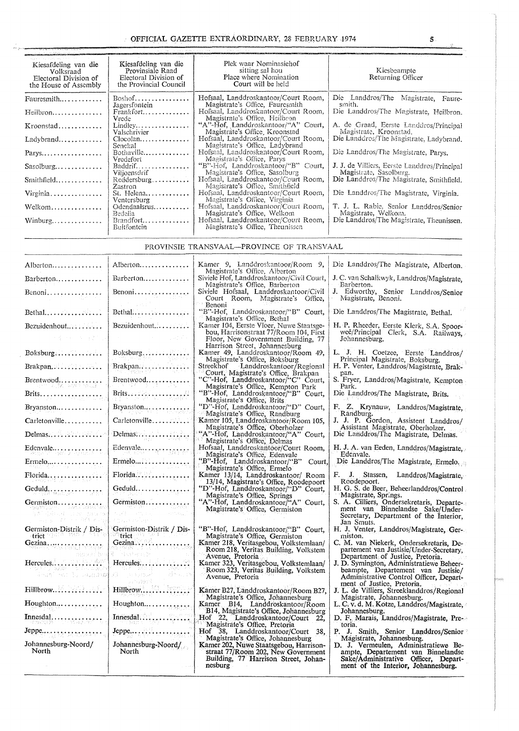| Kiesafdeling van die Volksraad Electoral Division of the House of Assembly | Kiesafdeling van die Provinsiale Raad Electoral Division of the Provincial Council | Plek waar Nominasiehof sitting sal hou Place where Nomination Court will be held | Kiesbeampte Returning Officer |
|---|---|---|---|
| Fauresmith | Boshof<br>Jagersfontein | Hofsaal, Landdroskantoor/Court Room, Magistrate's Office, Fauresmith | Die Landdros/The Magistrate, Fauresmith. |
| Heilbron | Frankfort<br>Vrede | Hofsaal, Landdroskantoor/Court Room, Magistrate's Office, Heilbron | Die Landdros/The Magistrate, Heilbron. |
| Kroonstad | Lindley<br>Valschrivier | "A"-Hof, Landdroskantoor/"A" Court, Magistrate's Office, Kroonstad | A. de Graad, Eerste Landdros/Principal Magistrate, Kroonstad. |
| Ladybrand | Clocolan<br>Senekal | Hofsaal, Landdroskantoor/Court Room, Magistrate's Office, Ladybrand | Die Landdros/The Magistrate, Ladybrand. |
| Parys | Bothaville<br>Vredefort | Hofsaal, Landdroskantoor/Court Room, Magistrate's Office, Parys | Die Landdros/The Magistrate, Parys. |
| Sasolburg | Baddrif<br>Viljoensdrif | "B"-Hof, Landdroskantoor/"B" Court, Magistrate's Office, Sasolburg | J. J. de Villiers, Eerste Landdros/Principal Magistrate, Sasolburg. |
| Smithfield | Reddersburg<br>Zastron | Hofsaal, Landdroskantoor/Court Room, Magistrate's Office, Smithfield | Die Landdros/The Magistrate, Smithfield. |
| Virginia | St. Helena<br>Ventersburg | Hofsaal, Landdroskantoor/Court Room, Magistrate's Office, Virginia | Die Landdros/The Magistrate, Virginia. |
| Welkom | Odendaalsrus<br>Bedelia | Hofsaal, Landdroskantoor/Court Room, Magistrate's Office, Welkom | T. J. L. Rabie, Senior Landdros/Senior Magistrate, Welkom. |
| Winburg | Brandfort<br>Bultfontein | Hofsaal, Landdroskantoor/Court Room, Magistrate's Office, Theunissen | Die Landdros/The Magistrate, Theunissen. |

## PROVINSIE TRANSVAAL—PROVINCE OF TRANSVAAL

| Kiesafdeling van die Volksraad Electoral Division of the House of Assembly | Kiesafdeling van die Provinsiale Raad Electoral Division of the Provincial Council | Plek waar Nominasiehof sitting sal hou Place where Nomination Court will be held | Kiesbeampte Returning Officer |
|---|---|---|---|
| Alberton | Alberton | Kamer 9, Landdroskantoor/Room 9, Magistrate's Office, Alberton | Die Landdros/The Magistrate, Alberton. |
| Barberton | Barberton | Siviele Hof, Landdroskantoor/Civil Court, Magistrate's Office, Barberton | J. C. van Schalkwyk, Landdros/Magistrate, Barberton. |
| Benoni | Benoni | Siviele Hofsaal, Landdroskantoor/Civil Court Room, Magistrate's Office, Benoni | J. Edworthy, Senior Landdros/Senior Magistrate, Benoni. |
| Bethal | Bethal | "B"-Hof, Landdroskantoor/"B" Court, Magistrate's Office, Bethal | Die Landdros/The Magistrate, Bethal. |
| Bezuidenhout | Bezuidenhout | Kamer 104, Eerste Vloer, Nuwe Staatsgebou, Harrisonstraat 77/Room 104, First Floor, New Government Building, 77 Harrison Street, Johannesburg | H. P. Rheeder, Eerste Klerk, S.A. Spoorweë/Principal Clerk, S.A. Railways, Johannesburg. |
| Boksburg | Boksburg | Kamer 49, Landdroskantoor/Room 49, Magistrate's Office, Boksburg | L. J. H. Coetzee, Eerste Landdros/Principal Magistrate, Boksburg. |
| Brakpan | Brakpan | Streekhof Landdroskantoor/Regional Court, Magistrate's Office, Brakpan | H. P. Venter, Landdros/Magistrate, Brakpan. |
| Brentwood | Brentwood | "C"-Hof, Landdroskantoor/"C" Court, Magistrate's Office, Kempton Park | S. Fryer, Landdros/Magistrate, Kempton Park. |
| Brits | Brits | "B"-Hof, Landdroskantoor/"B" Court, Magistrate's Office, Brits | Die Landdros/The Magistrate, Brits. |
| Bryanston | Bryanston | "D"-Hof, Landdroskantoor/"D" Court, Magistrate's Office, Randburg | F. Z. Krynauw, Landdros/Magistrate, Randburg. |
| Carletonville | Carletonville | Kamer 105, Landdroskantoor/Room 105, Magistrate's Office, Oberholzer | J. J. P. Gordon, Assistent Landdros/Assistant Magistrate, Oberholzer. |
| Delmas | Delmas | "A"-Hof, Landdroskantoor/"A" Court, Magistrate's Office, Delmas | Die Landdros/The Magistrate, Delmas. |
| Edenvale | Edenvale | Hofsaal, Landdroskantoor/Court Room, Magistrate's Office, Edenvale | H. J. A. van Eeden, Landdros/Magistrate, Edenvale. |
| Ermelo | Ermelo | "B"-Hof, Landdroskantoor/"B" Court, Magistrate's Office, Ermelo | Die Landdros/The Magistrate, Ermelo. |
| Florida | Florida | Kamer 13/14, Landdroskantoor/ Room 13/14, Magistrate's Office, Roodepoort | F. J. Stassen, Landdros/Magistrate, Roodepoort. |
| Geduld | Geduld | "D"-Hof, Landdroskantoor/"D" Court, Magistrate's Office, Springs | H. G. S. de Beer, Beheerlanddros/Control Magistrate, Springs. |
| Germiston | Germiston | "A"-Hof, Landdroskantoor/"A" Court, Magistrate's Office, Germiston | S. A. Cilliers, Ondersekretaris, Departement van Binnelandse Sake/Under-Secretary, Department of the Interior, Jan Smuts. |
| Germiston-Distrik / District | Germiston-Distrik / District | "B"-Hof, Landdroskantoor/"B" Court, Magistrate's Office, Germiston | H. J. Venter, Landdros/Magistrate, Germiston. |
| Gezina | Gezina | Kamer 218, Veritasgebou, Volkstemlaan/ Room 218, Veritas Building, Volkstem Avenue, Pretoria | C. M. van Niekerk, Ondersekretaris, Departement van Justisie/Under-Secretary, Department of Justice, Pretoria. |
| Hercules | Hercules | Kamer 323, Veritasgebou, Volkstemlaan/ Room 323, Veritas Building, Volkstem Avenue, Pretoria | J. D. Symington, Administratiewe Beheerbeampte, Departement van Justisie/ Administrative Control Officer, Department of Justice, Pretoria. |
| Hillbrow | Hillbrow | Kamer B27, Landdroskantoor/Room B27, Magistrate's Office, Johannesburg | J. L. de Villiers, Streeklanddros/Regional Magistrate, Johannesburg. |
| Houghton | Houghton | Kamer B14, Landdroskantoor/Room B14, Magistrate's Office, Johannesburg | L. C. v. d. M. Kotze, Landdros/Magistrate, Johannesburg. |
| Innesdal | Innesdal | Hof 22, Landdroskantoor/Court 22, Magistrate's Office, Pretoria | D. F. Marais, Landdros/Magistrate, Pretoria. |
| Jeppe | Jeppe | Hof 38, Landdroskantoor/Court 38, Magistrate's Office, Johannesburg | P. J. Smith, Senior Landdros/Senior Magistrate, Johannesburg. |
| Johannesburg-Noord/ North | Johannesburg-Noord/ North | Kamer 202, Nuwe Staatsgebou, Harrisonstraat 77/Room 202, New Government Building, 77 Harrison Street, Johannesburg | D. J. Vermeulen, Administratiewe Beampte, Departement van Binnelandse Sake/Administrative Officer, Department of the Interior, Johannesburg. |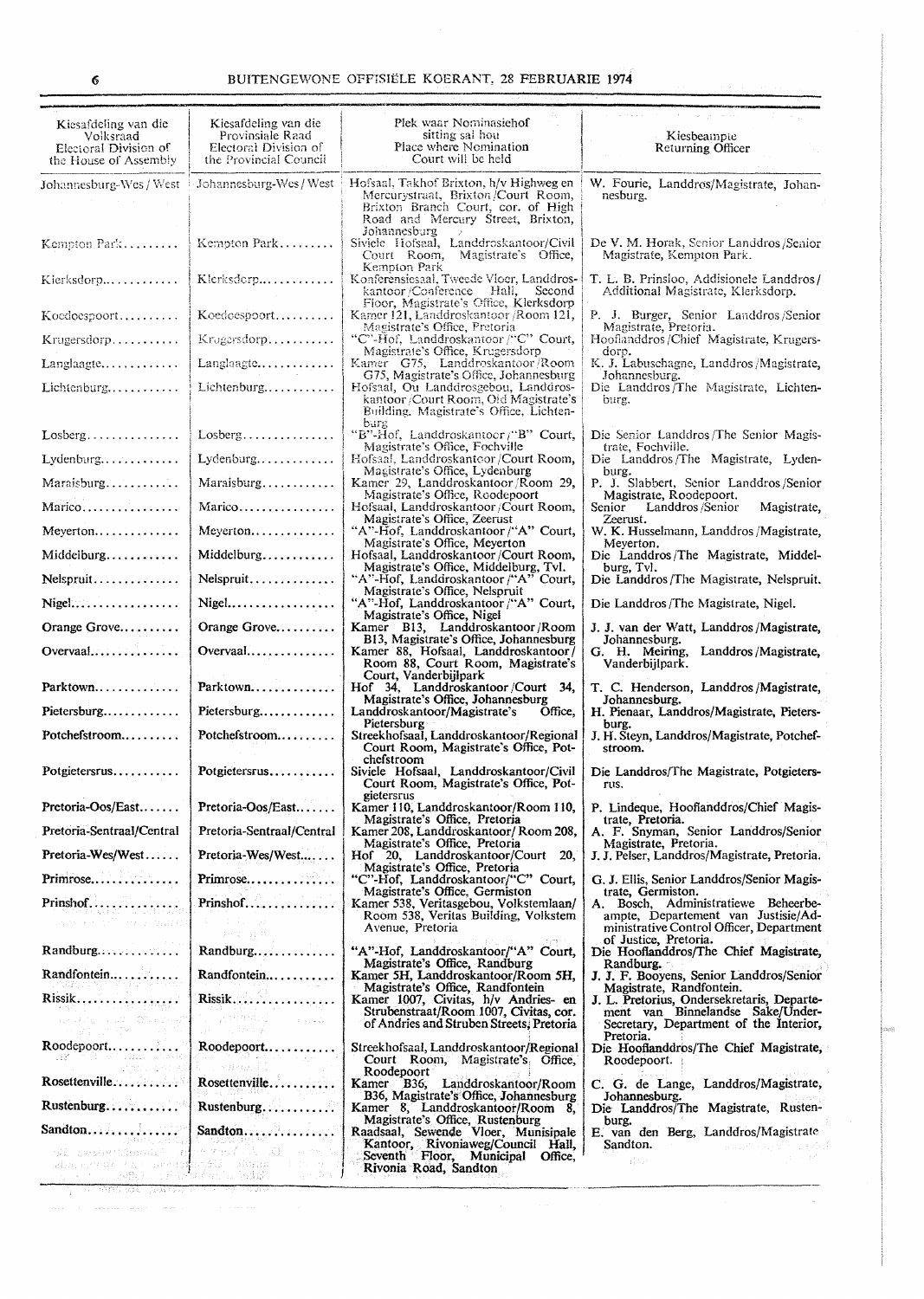| Kiesafdeling van die Volksraad Electoral Division of the House of Assembly | Kiesafdeling van die Provinsiale Raad Electoral Division of the Provincial Council | Plek waar Nominasiehof sitting sal hou Place where Nomination Court will be held | Kiesbeampte Returning Officer |
|---|---|---|---|
| Johannesburg-Wes / West | Johannesburg-Wes / West | Hofsaal, Takhof Brixton, h/v Highweg en Mercurystraat, Brixton/Court Room, Brixton Branch Court, cor. of High Road and Mercury Street, Brixton, Johannesburg | W. Fourie, Landdros/Magistrate, Johannesburg. |
| Kempton Park.......... | Kempton Park......... | Siviele Hofsaal, Landdroskantoor/Civil Court Room, Magistrate's Office, Kempton Park | De V. M. Horak, Senior Landdros/Senior Magistrate, Kempton Park. |
| Klerksdorp............ | Klerksdorp............ | Konferensiesaal, Tweede Vloer, Landdroskantoor/Conference Hall, Second Floor, Magistrate's Office, Klerksdorp | T. L. B. Prinsloo, Addisionele Landdros/Additional Magistrate, Klerksdorp. |
| Koedoespoort.......... | Koedoespoort.......... | Kamer 121, Landdroskantoor/Room 121, Magistrate's Office, Pretoria | P. J. Burger, Senior Landdros/Senior Magistrate, Pretoria. |
| Krugersdorp........... | Krugersdorp........... | "C"-Hof, Landdroskantoor/"C" Court, Magistrate's Office, Krugersdorp | Hooflanddros/Chief Magistrate, Krugersdorp. |
| Langlaagte............ | Langlaagte............ | Kamer G75, Landdroskantoor/Room G75, Magistrate's Office, Johannesburg | K. J. Labuschagne, Landdros/Magistrate, Johannesburg. |
| Lichtenburg........... | Lichtenburg........... | Hofsaal, Ou Landdrosgebou, Landdroskantoor/Court Room, Old Magistrate's Building, Magistrate's Office, Lichtenburg | Die Landdros/The Magistrate, Lichtenburg. |
| Losberg............... | Losberg............... | "B"-Hof, Landdroskantoor/"B" Court, Magistrate's Office, Fochville | Die Senior Landdros/The Senior Magistrate, Fochville. |
| Lydenburg............. | Lydenburg............. | Hofsaal, Landdroskantoor/Court Room, Magistrate's Office, Lydenburg | Die Landdros/The Magistrate, Lydenburg. |
| Maraisburg............ | Maraisburg............ | Kamer 29, Landdroskantoor/Room 29, Magistrate's Office, Roodepoort | P. J. Slabbert, Senior Landdros/Senior Magistrate, Roodepoort. |
| Marico................ | Marico................ | Hofsaal, Landdroskantoor/Court Room, Magistrate's Office, Zeerust | Senior Landdros/Senior Magistrate, Zeerust. |
| Meyerton.............. | Meyerton.............. | "A"-Hof, Landdroskantoor/"A" Court, Magistrate's Office, Meyerton | W. K. Husselmann, Landdros/Magistrate, Meyerton. |
| Middelburg............ | Middelburg............ | Hofsaal, Landdroskantoor/Court Room, Magistrate's Office, Middelburg, Tvl. | Die Landdros/The Magistrate, Middelburg, Tvl. |
| Nelspruit............. | Nelspruit............. | "A"-Hof, Landdroskantoor/"A" Court, Magistrate's Office, Nelspruit | Die Landdros/The Magistrate, Nelspruit. |
| Nigel................. | Nigel................. | "A"-Hof, Landdroskantoor/"A" Court, Magistrate's Office, Nigel | Die Landdros/The Magistrate, Nigel. |
| Orange Grove.......... | Orange Grove.......... | Kamer B13, Landdroskantoor/Room B13, Magistrate's Office, Johannesburg | J. J. van der Watt, Landdros/Magistrate, Johannesburg. |
| Overvaal.............. | Overvaal.............. | Kamer 88, Hofsaal, Landdroskantoor/Room 88, Court Room, Magistrate's Court, Vanderbijlpark | G. H. Meiring, Landdros/Magistrate, Vanderbijlpark. |
| Parktown.............. | Parktown.............. | Hof 34, Landdroskantoor/Court 34, Magistrate's Office, Johannesburg | T. C. Henderson, Landdros/Magistrate, Johannesburg. |
| Pietersburg........... | Pietersburg........... | Landdroskantoor/Magistrate's Office, Pietersburg | H. Pienaar, Landdros/Magistrate, Pietersburg. |
| Potchefstroom......... | Potchefstroom......... | Streekhofsaal, Landdroskantoor/Regional Court Room, Magistrate's Office, Potchefstroom | J. H. Steyn, Landdros/Magistrate, Potchefstroom. |
| Potgietersrus......... | Potgietersrus......... | Siviele Hofsaal, Landdroskantoor/Civil Court Room, Magistrate's Office, Potgietersrus | Die Landdros/The Magistrate, Potgietersrus. |
| Pretoria-Oos/East...... | Pretoria-Oos/East...... | Kamer 110, Landdroskantoor/Room 110, Magistrate's Office, Pretoria | P. Lindeque, Hooflanddros/Chief Magistrate, Pretoria. |
| Pretoria-Sentraal/Central | Pretoria-Sentraal/Central | Kamer 208, Landdroskantoor/ Room 208, Magistrate's Office, Pretoria | A. F. Snyman, Senior Landdros/Senior Magistrate, Pretoria. |
| Pretoria-Wes/West...... | Pretoria-Wes/West...... | Hof 20, Landdroskantoor/Court 20, Magistrate's Office, Pretoria | J. J. Pelser, Landdros/Magistrate, Pretoria. |
| Primrose.............. | Primrose.............. | "C"-Hof, Landdroskantoor/"C" Court, Magistrate's Office, Germiston | G. J. Ellis, Senior Landdros/Senior Magistrate, Germiston. |
| Prinshof.............. | Prinshof.............. | Kamer 538, Veritasgebou, Volkstemlaan/Room 538, Veritas Building, Volkstem Avenue, Pretoria | A. Bosch, Administratiewe Beheerbeampte, Departement van Justisie/Administrative Control Officer, Department of Justice, Pretoria. |
| Randburg.............. | Randburg.............. | "A"-Hof, Landdroskantoor/"A" Court, Magistrate's Office, Randburg | Die Hooflanddros/The Chief Magistrate, Randburg. |
| Randfontein........... | Randfontein........... | Kamer 5H, Landdroskantoor/Room 5H, Magistrate's Office, Randfontein | J. J. F. Booyens, Senior Landdros/Senior Magistrate, Randfontein. |
| Rissik................ | Rissik................ | Kamer 1007, Civitas, h/v Andries- en Strubenstraat/Room 1007, Civitas, cor. of Andries and Struben Streets, Pretoria | J. L. Pretorius, Ondersekretaris, Departement van Binnelandse Sake/Under-Secretary, Department of the Interior, Pretoria. |
| Roodepoort............ | Roodepoort............ | Streekhofsaal, Landdroskantoor/Regional Court Room, Magistrate's Office, Roodepoort | Die Hooflanddros/The Chief Magistrate, Roodepoort. |
| Rosettenville......... | Rosettenville......... | Kamer B36, Landdroskantoor/Room B36, Magistrate's Office, Johannesburg | C. G. de Lange, Landdros/Magistrate, Johannesburg. |
| Rustenburg............ | Rustenburg............ | Kamer 8, Landdroskantoor/Room 8, Magistrate's Office, Rustenburg | Die Landdros/The Magistrate, Rustenburg. |
| Sandton............... | Sandton............... | Raadsaal, Sewende Vloer, Munisipale Kantoor, Rivoniaweg/Council Hall, Seventh Floor, Municipal Office, Rivonia Road, Sandton | E. van den Berg, Landdros/Magistrate Sandton. |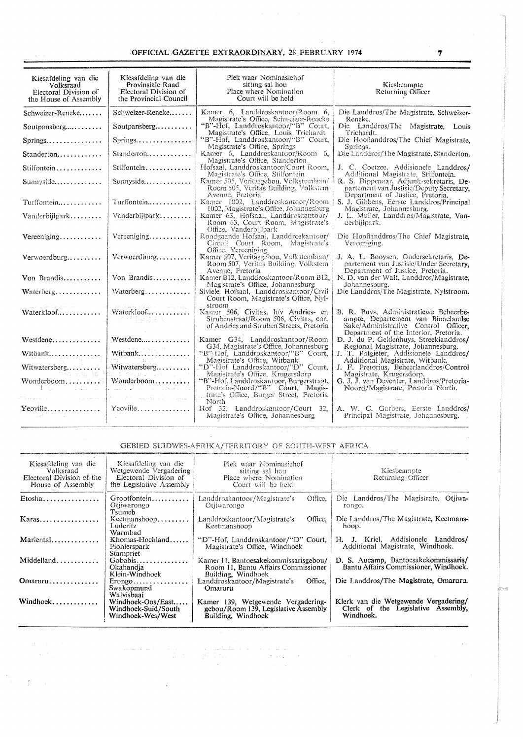| Kiesafdeling van die Volksraad Electoral Division of the House of Assembly | Kiesafdeling van die Provinsiale Raad Electoral Division of the Provincial Council | Plek waar Nominasiehof sitting sal hou Place where Nomination Court will be held | Kiesbeampte Returning Officer |
|---|---|---|---|
| Schweizer-Reneke....... | Schweizer-Reneke....... | Kamer 6, Landdroskantoor/Room 6, Magistrate's Office, Schweizer-Reneke | Die Landdros/The Magistrate, Schweizer-Reneke. |
| Soutpansberg........... | Soutpansberg........... | "B"-Hof, Landdroskantoor/"B" Court, Magistrate's Office, Louis Trichardt | Die Landdros/The Magistrate, Louis Trichardt. |
| Springs................ | Springs................ | "B"-Hof, Landdroskantoor/"B" Court, Magistrate's Office, Springs | Die Hooflanddros/The Chief Magistrate, Springs. |
| Standerton............. | Standerton............. | Kamer 6, Landdroskantoor/Room 6, Magistrate's Office, Standerton | Die Landdros/The Magistrate, Standerton. |
| Stilfontein............ | Stilfontein............ | Hofsaal, Landdroskantoor/Court Room, Magistrate's Office, Stilfontein | J. C. Coetzee, Addisionele Landdros/Additional Magistrate, Stilfontein. |
| Sunnyside.............. | Sunnyside.............. | Kamer 505, Veritasgebou, Volkstemlaan/Room 505, Veritas Building, Volkstem Avenue, Pretoria | R. S. Dippenaar, Adjunk-sekretaris, Departement van Justisie/Deputy Secretary, Department of Justice, Pretoria. |
| Turffontein............ | Turffontein............ | Kamer 1002, Landdroskantoor/Room 1002, Magistrate's Office, Johannesburg | S. J. Gibbens, Eerste Landdros/Principal Magistrate, Johannesburg. |
| Vanderbijlpark......... | Vanderbijlpark......... | Kamer 63, Hofsaal, Landdroskantoor/Room 63, Court Room, Magistrate's Office, Vanderbijlpark | J. L. Muller, Landdros/Magistrate, Vanderbijlpark. |
| Vereeniging............ | Vereeniging............ | Rondgaande Hofsaal, Landdroskantoor/Circuit Court Room, Magistrate's Office, Vereeniging | Die Hooflanddros/The Chief Magistrate, Vereeniging. |
| Verwoerdburg.......... | Verwoerdburg.......... | Kamer 507, Veritasgebou, Volkstemlaan/Room 507, Veritas Building, Volkstem Avenue, Pretoria | J. A. L. Booysen, Ondersekretaris, Departement van Justisie/Under Secretary, Department of Justice, Pretoria. |
| Von Brandis........... | Von Brandis........... | Kamer B12, Landdroskantoor/Room B12, Magistrate's Office, Johannesburg | N. D. van der Walt, Landdros/Magistrate, Johannesburg. |
| Waterberg............. | Waterberg............. | Siviele Hofsaal, Landdroskantoor/Civil Court Room, Magistrate's Office, Nylstroom | Die Landdros/The Magistrate, Nylstroom. |
| Waterkloof............ | Waterkloof............ | Kamer 506, Civitas, h/v Andries- en Strubenstraat/Room 506, Civitas, cor. of Andries and Struben Streets, Pretoria | B. R. Buys, Administratiewe Beheerbeampte, Departement van Binnelandse Sake/Administrative Control Officer, Department of the Interior, Pretoria. |
| Westdene.............. | Westdene.............. | Kamer G34, Landdroskantoor/Room G34, Magistrate's Office, Johannesburg | D. J. du P. Geldenhuys, Streeklanddros/Regional Magistrate, Johannesburg. |
| Witbank............... | Witbank............... | "B"-Hof, Landdroskantoor/"B" Court, Magistrate's Office, Witbank | J. T. Potgieter, Addisionele Landdros/Additional Magistrate, Witbank. |
| Witwatersberg......... | Witwatersberg......... | "D"-Hof Landdroskantoor/"D" Court, Magistrate's Office, Krugersdorp | J. F. Pretorius, Beheerlanddros/Control Magistrate, Krugersdorp. |
| Wonderboom........... | Wonderboom........... | "B"-Hof, Landdroskantoor, Burgerstraat, Pretoria-Noord/"B" Court, Magistrate's Office, Burger Street, Pretoria North | G. J. J. van Deventer, Landdros/Pretoria-Noord/Magistrate, Pretoria North. |
| Yeoville............... | Yeoville............... | Hof 32, Landdroskantoor/Court 32, Magistrate's Office, Johannesburg | A. W. C. Garbers, Eerste Landdros/Principal Magistrate, Johannesburg. |

## GEBIED SUIDWES-AFRIKA/TERRITORY OF SOUTH-WEST AFRICA

| Kiesafdeling van die Volksraad Electoral Division of the House of Assembly | Kiesafdeling van die Wetgewende Vergadering Electoral Division of the Legislative Assembly | Plek waar Nominasiehof sitting sal hou Place where Nomination Court will be held | Kiesbeampte Returning Officer |
|---|---|---|---|
| Etosha................ | Grootfontein........... Otjiwarongo Tsumeb | Landdroskantoor/Magistrate's Office, Otjiwarongo | Die Landdros/The Magistrate, Otjiwarongo. |
| Karas................. | Keetmanshoop......... Luderitz Warmbad | Landdroskantoor/Magistrate's Office, Keetmanshoop | Die Landdros/The Magistrate, Keetmanshoop. |
| Mariental............. | Khomas-Hochland...... Pionierspark Stampriet | "D"-Hof, Landdroskantoor/"D" Court, Magistrate's Office, Windhoek | H. J. Kriel, Addisionele Landdros/Additional Magistrate, Windhoek. |
| Middelland............ | Gobabis............... Okahandja Klein-Windhoek | Kamer 11, Bantoesakekommissarisgebou/Room 11, Bantu Affairs Commissioner Building, Windhoek | D. S. Aucamp, Bantoesakekommissaris/Bantu Affairs Commissioner, Windhoek. |
| Omaruru.............. | Erongo................ Swakopmund Walvisbaai | Landdroskantoor/Magistrate's Office, Omaruru | Die Landdros/The Magistrate, Omaruru. |
| Windhoek............. | Windhoek-Oos/East..... Windhoek-Suid/South Windhoek-Wes/West | Kamer 139, Wetgewende Vergaderinggebou/Room 139, Legislative Assembly Building, Windhoek | Klerk van die Wetgewende Vergadering/Clerk of the Legislative Assembly, Windhoek. |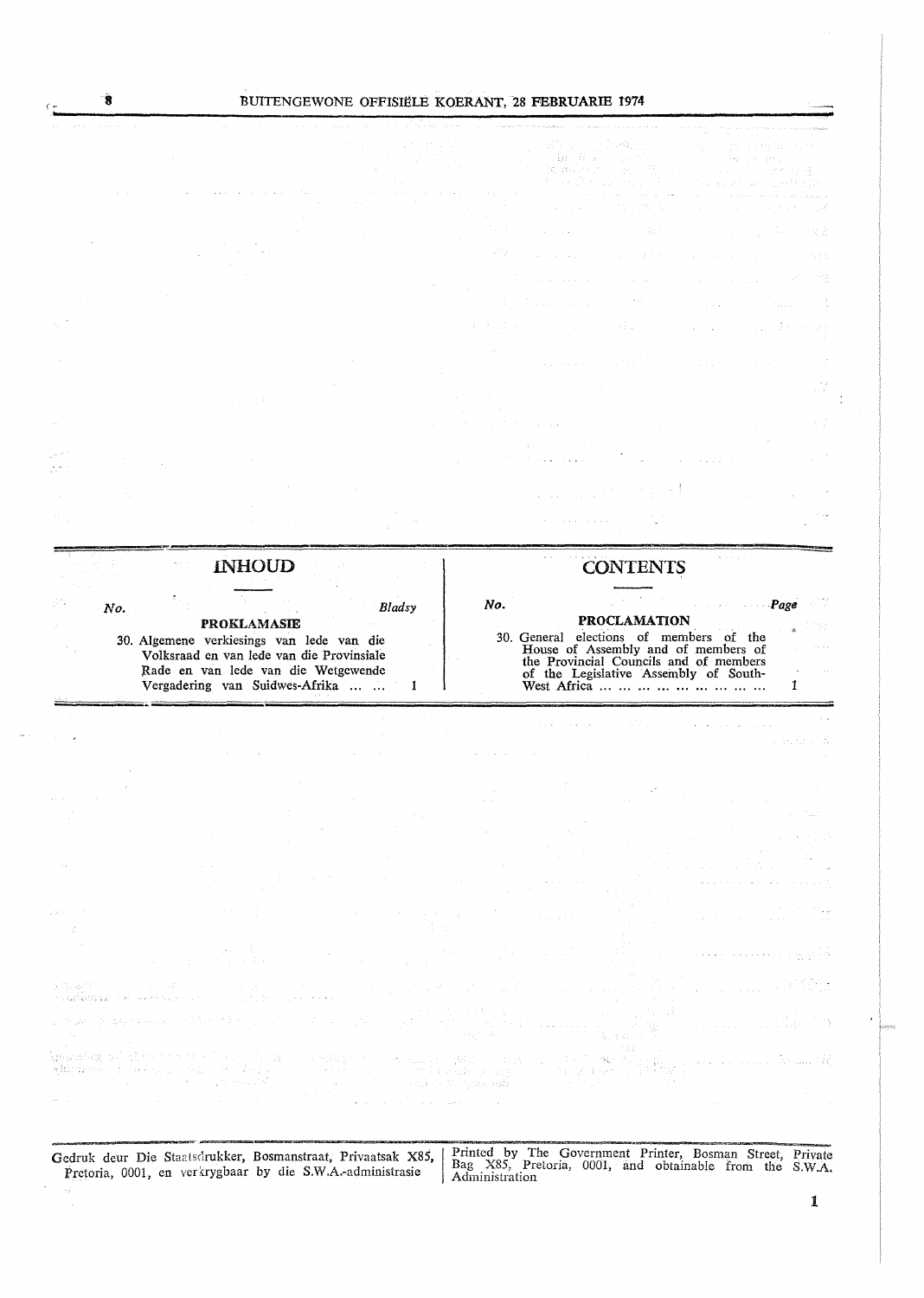## INHOUD

| No. | | Bladsy |
|---|---|---|
| | **PROKLAMASIE** | |
| 30. | Algemene verkiesings van lede van die Volksraad en van lede van die Provinsiale Rade en van lede van die Wetgewende Vergadering van Suidwes-Afrika ... ... | 1 |

## CONTENTS

| No. | | Page |
|---|---|---|
| | **PROCLAMATION** | |
| 30. | General elections of members of the House of Assembly and of members of the Provincial Councils and of members of the Legislative Assembly of South-West Africa ... ... ... ... ... ... ... ... | 1 |

Gedruk deur Die Staatsdrukker, Bosmanstraat, Privaatsak X85, Pretoria, 0001, en verkrygbaar by die S.W.A.-administrasie

Printed by The Government Printer, Bosman Street, Private Bag X85, Pretoria, 0001, and obtainable from the S.W.A. Administration